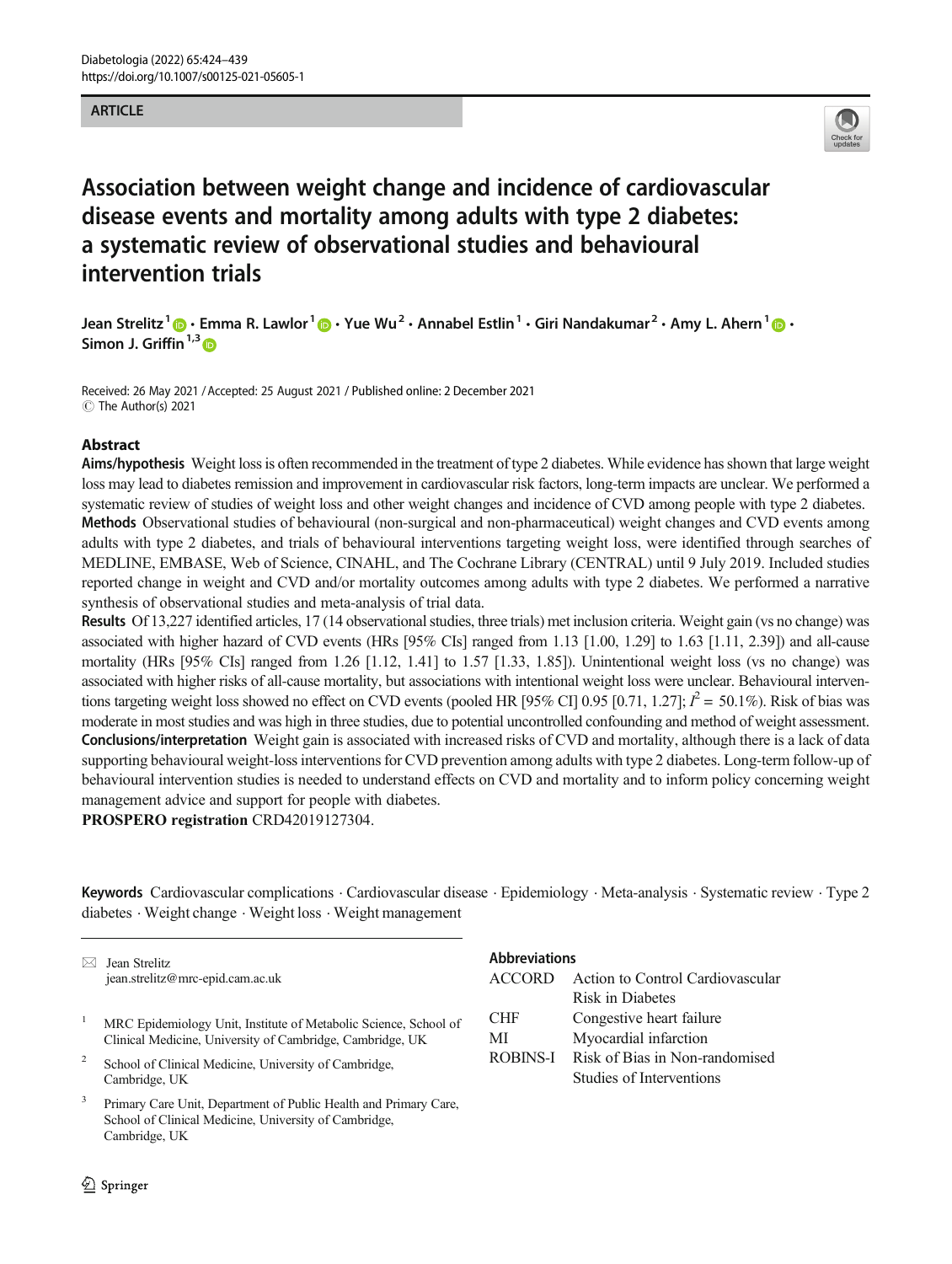ARTICLE

# Association between weight change and incidence of cardiovascular disease events and mortality among adults with type 2 diabetes: a systematic review of observational studies and behavioural intervention trials

Jean Strelitz[1] · Emma R. Lawlor[1] · Yue Wu[2] · Annabel Estlin[1] · Giri Nandakumar[2] · Amy L. Ahern[1] · Simon J. Griffin[1,3]

Received: 26 May 2021 / Accepted: 25 August 2021 / Published online: 2 December 2021
© The Author(s) 2021

## Abstract

**Aims/hypothesis** Weight loss is often recommended in the treatment of type 2 diabetes. While evidence has shown that large weight loss may lead to diabetes remission and improvement in cardiovascular risk factors, long-term impacts are unclear. We performed a systematic review of studies of weight loss and other weight changes and incidence of CVD among people with type 2 diabetes.

**Methods** Observational studies of behavioural (non-surgical and non-pharmaceutical) weight changes and CVD events among adults with type 2 diabetes, and trials of behavioural interventions targeting weight loss, were identified through searches of MEDLINE, EMBASE, Web of Science, CINAHL, and The Cochrane Library (CENTRAL) until 9 July 2019. Included studies reported change in weight and CVD and/or mortality outcomes among adults with type 2 diabetes. We performed a narrative synthesis of observational studies and meta-analysis of trial data.

**Results** Of 13,227 identified articles, 17 (14 observational studies, three trials) met inclusion criteria. Weight gain (vs no change) was associated with higher hazard of CVD events (HRs [95% CIs] ranged from 1.13 [1.00, 1.29] to 1.63 [1.11, 2.39]) and all-cause mortality (HRs [95% CIs] ranged from 1.26 [1.12, 1.41] to 1.57 [1.33, 1.85]). Unintentional weight loss (vs no change) was associated with higher risks of all-cause mortality, but associations with intentional weight loss were unclear. Behavioural interventions targeting weight loss showed no effect on CVD events (pooled HR [95% CI] 0.95 [0.71, 1.27]; $I^2 = 50.1\%$). Risk of bias was moderate in most studies and was high in three studies, due to potential uncontrolled confounding and method of weight assessment.

**Conclusions/interpretation** Weight gain is associated with increased risks of CVD and mortality, although there is a lack of data supporting behavioural weight-loss interventions for CVD prevention among adults with type 2 diabetes. Long-term follow-up of behavioural intervention studies is needed to understand effects on CVD and mortality and to inform policy concerning weight management advice and support for people with diabetes.

**PROSPERO registration** CRD42019127304.

**Keywords** Cardiovascular complications · Cardiovascular disease · Epidemiology · Meta-analysis · Systematic review · Type 2 diabetes · Weight change · Weight loss · Weight management

✉ Jean Strelitz
jean.strelitz@mrc-epid.cam.ac.uk

[1] MRC Epidemiology Unit, Institute of Metabolic Science, School of Clinical Medicine, University of Cambridge, Cambridge, UK

[2] School of Clinical Medicine, University of Cambridge, Cambridge, UK

[3] Primary Care Unit, Department of Public Health and Primary Care, School of Clinical Medicine, University of Cambridge, Cambridge, UK

### Abbreviations

| | |
|---|---|
| ACCORD | Action to Control Cardiovascular Risk in Diabetes |
| CHF | Congestive heart failure |
| MI | Myocardial infarction |
| ROBINS-I | Risk of Bias in Non-randomised Studies of Interventions |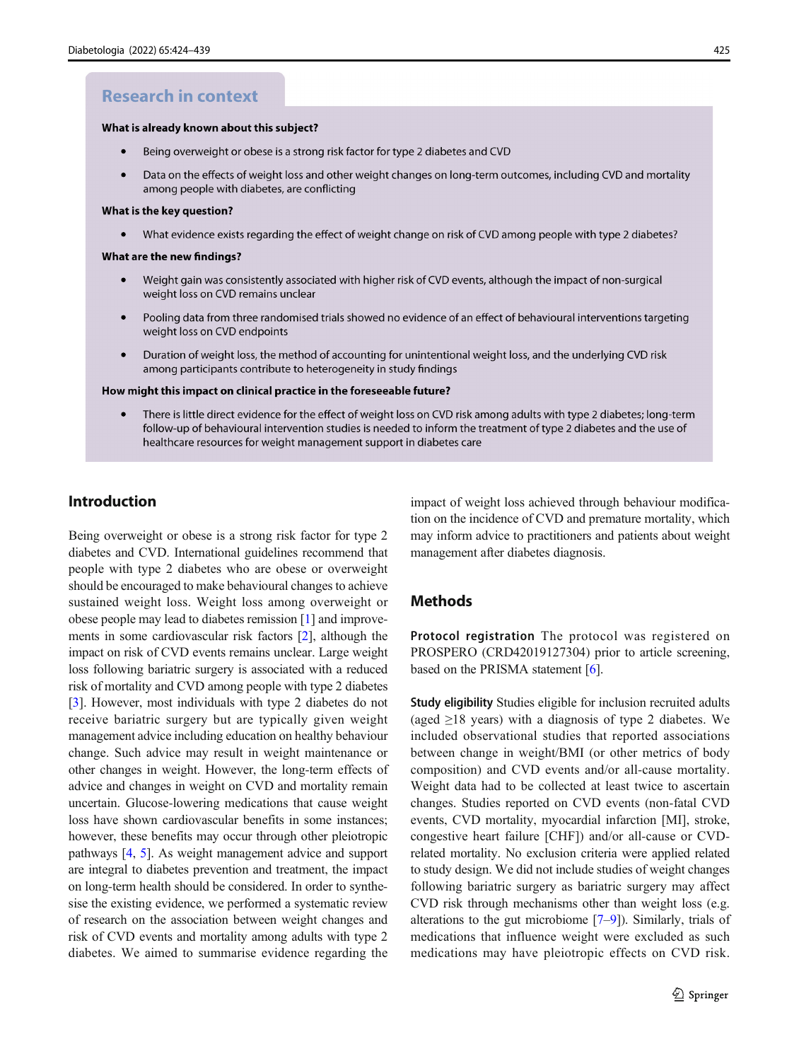## Research in context

**What is already known about this subject?**

- Being overweight or obese is a strong risk factor for type 2 diabetes and CVD
- Data on the effects of weight loss and other weight changes on long-term outcomes, including CVD and mortality among people with diabetes, are conflicting

**What is the key question?**

- What evidence exists regarding the effect of weight change on risk of CVD among people with type 2 diabetes?

**What are the new findings?**

- Weight gain was consistently associated with higher risk of CVD events, although the impact of non-surgical weight loss on CVD remains unclear
- Pooling data from three randomised trials showed no evidence of an effect of behavioural interventions targeting weight loss on CVD endpoints
- Duration of weight loss, the method of accounting for unintentional weight loss, and the underlying CVD risk among participants contribute to heterogeneity in study findings

**How might this impact on clinical practice in the foreseeable future?**

- There is little direct evidence for the effect of weight loss on CVD risk among adults with type 2 diabetes; long-term follow-up of behavioural intervention studies is needed to inform the treatment of type 2 diabetes and the use of healthcare resources for weight management support in diabetes care

## Introduction

Being overweight or obese is a strong risk factor for type 2 diabetes and CVD. International guidelines recommend that people with type 2 diabetes who are obese or overweight should be encouraged to make behavioural changes to achieve sustained weight loss. Weight loss among overweight or obese people may lead to diabetes remission [1] and improvements in some cardiovascular risk factors [2], although the impact on risk of CVD events remains unclear. Large weight loss following bariatric surgery is associated with a reduced risk of mortality and CVD among people with type 2 diabetes [3]. However, most individuals with type 2 diabetes do not receive bariatric surgery but are typically given weight management advice including education on healthy behaviour change. Such advice may result in weight maintenance or other changes in weight. However, the long-term effects of advice and changes in weight on CVD and mortality remain uncertain. Glucose-lowering medications that cause weight loss have shown cardiovascular benefits in some instances; however, these benefits may occur through other pleiotropic pathways [4, 5]. As weight management advice and support are integral to diabetes prevention and treatment, the impact on long-term health should be considered. In order to synthesise the existing evidence, we performed a systematic review of research on the association between weight changes and risk of CVD events and mortality among adults with type 2 diabetes. We aimed to summarise evidence regarding the impact of weight loss achieved through behaviour modification on the incidence of CVD and premature mortality, which may inform advice to practitioners and patients about weight management after diabetes diagnosis.

## Methods

**Protocol registration** The protocol was registered on PROSPERO (CRD42019127304) prior to article screening, based on the PRISMA statement [6].

**Study eligibility** Studies eligible for inclusion recruited adults (aged ≥18 years) with a diagnosis of type 2 diabetes. We included observational studies that reported associations between change in weight/BMI (or other metrics of body composition) and CVD events and/or all-cause mortality. Weight data had to be collected at least twice to ascertain changes. Studies reported on CVD events (non-fatal CVD events, CVD mortality, myocardial infarction [MI], stroke, congestive heart failure [CHF]) and/or all-cause or CVD-related mortality. No exclusion criteria were applied related to study design. We did not include studies of weight changes following bariatric surgery as bariatric surgery may affect CVD risk through mechanisms other than weight loss (e.g. alterations to the gut microbiome [7–9]). Similarly, trials of medications that influence weight were excluded as such medications may have pleiotropic effects on CVD risk.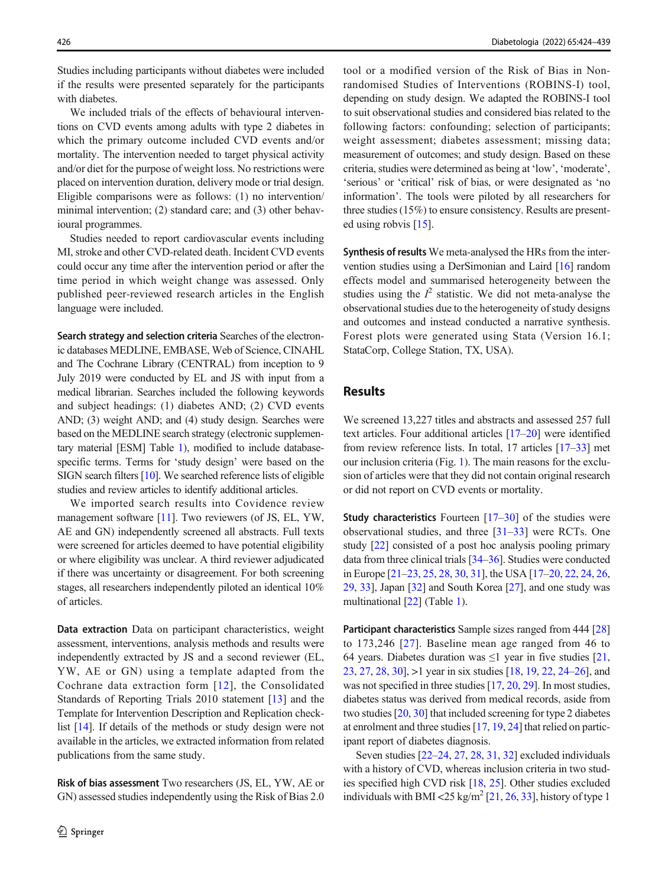Studies including participants without diabetes were included if the results were presented separately for the participants with diabetes.

We included trials of the effects of behavioural interventions on CVD events among adults with type 2 diabetes in which the primary outcome included CVD events and/or mortality. The intervention needed to target physical activity and/or diet for the purpose of weight loss. No restrictions were placed on intervention duration, delivery mode or trial design. Eligible comparisons were as follows: (1) no intervention/minimal intervention; (2) standard care; and (3) other behavioural programmes.

Studies needed to report cardiovascular events including MI, stroke and other CVD-related death. Incident CVD events could occur any time after the intervention period or after the time period in which weight change was assessed. Only published peer-reviewed research articles in the English language were included.

**Search strategy and selection criteria** Searches of the electronic databases MEDLINE, EMBASE, Web of Science, CINAHL and The Cochrane Library (CENTRAL) from inception to 9 July 2019 were conducted by EL and JS with input from a medical librarian. Searches included the following keywords and subject headings: (1) diabetes AND; (2) CVD events AND; (3) weight AND; and (4) study design. Searches were based on the MEDLINE search strategy (electronic supplementary material [ESM] Table 1), modified to include database-specific terms. Terms for 'study design' were based on the SIGN search filters [10]. We searched reference lists of eligible studies and review articles to identify additional articles.

We imported search results into Covidence review management software [11]. Two reviewers (of JS, EL, YW, AE and GN) independently screened all abstracts. Full texts were screened for articles deemed to have potential eligibility or where eligibility was unclear. A third reviewer adjudicated if there was uncertainty or disagreement. For both screening stages, all researchers independently piloted an identical 10% of articles.

**Data extraction** Data on participant characteristics, weight assessment, interventions, analysis methods and results were independently extracted by JS and a second reviewer (EL, YW, AE or GN) using a template adapted from the Cochrane data extraction form [12], the Consolidated Standards of Reporting Trials 2010 statement [13] and the Template for Intervention Description and Replication checklist [14]. If details of the methods or study design were not available in the articles, we extracted information from related publications from the same study.

**Risk of bias assessment** Two researchers (JS, EL, YW, AE or GN) assessed studies independently using the Risk of Bias 2.0 tool or a modified version of the Risk of Bias in Non-randomised Studies of Interventions (ROBINS-I) tool, depending on study design. We adapted the ROBINS-I tool to suit observational studies and considered bias related to the following factors: confounding; selection of participants; weight assessment; diabetes assessment; missing data; measurement of outcomes; and study design. Based on these criteria, studies were determined as being at 'low', 'moderate', 'serious' or 'critical' risk of bias, or were designated as 'no information'. The tools were piloted by all researchers for three studies (15%) to ensure consistency. Results are presented using robvis [15].

**Synthesis of results** We meta-analysed the HRs from the intervention studies using a DerSimonian and Laird [16] random effects model and summarised heterogeneity between the studies using the $I^2$ statistic. We did not meta-analyse the observational studies due to the heterogeneity of study designs and outcomes and instead conducted a narrative synthesis. Forest plots were generated using Stata (Version 16.1; StataCorp, College Station, TX, USA).

## Results

We screened 13,227 titles and abstracts and assessed 257 full text articles. Four additional articles [17–20] were identified from review reference lists. In total, 17 articles [17–33] met our inclusion criteria (Fig. 1). The main reasons for the exclusion of articles were that they did not contain original research or did not report on CVD events or mortality.

**Study characteristics** Fourteen [17–30] of the studies were observational studies, and three [31–33] were RCTs. One study [22] consisted of a post hoc analysis pooling primary data from three clinical trials [34–36]. Studies were conducted in Europe [21–23, 25, 28, 30, 31], the USA [17–20, 22, 24, 26, 29, 33], Japan [32] and South Korea [27], and one study was multinational [22] (Table 1).

**Participant characteristics** Sample sizes ranged from 444 [28] to 173,246 [27]. Baseline mean age ranged from 46 to 64 years. Diabetes duration was ≤1 year in five studies [21, 23, 27, 28, 30], >1 year in six studies [18, 19, 22, 24–26], and was not specified in three studies [17, 20, 29]. In most studies, diabetes status was derived from medical records, aside from two studies [20, 30] that included screening for type 2 diabetes at enrolment and three studies [17, 19, 24] that relied on participant report of diabetes diagnosis.

Seven studies [22–24, 27, 28, 31, 32] excluded individuals with a history of CVD, whereas inclusion criteria in two studies specified high CVD risk [18, 25]. Other studies excluded individuals with BMI <25 kg/m$^2$ [21, 26, 33], history of type 1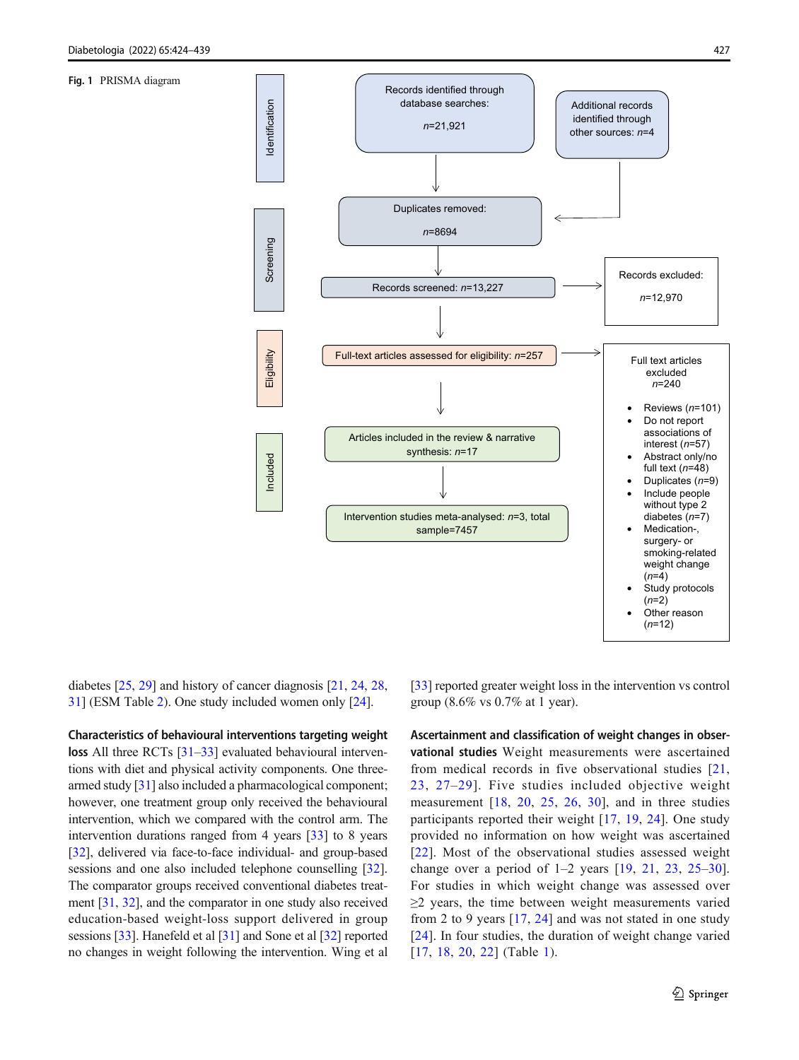**Fig. 1** PRISMA diagram

**Identification**

- Records identified through database searches: *n*=21,921
- Additional records identified through other sources: *n*=4

**Screening**

- Duplicates removed: *n*=8694
- Records screened: *n*=13,227
- Records excluded: *n*=12,970

**Eligibility**

- Full-text articles assessed for eligibility: *n*=257
- Full text articles excluded *n*=240
  - Reviews (*n*=101)
  - Do not report associations of interest (*n*=57)
  - Abstract only/no full text (*n*=48)
  - Duplicates (*n*=9)
  - Include people without type 2 diabetes (*n*=7)
  - Medication-, surgery- or smoking-related weight change (*n*=4)
  - Study protocols (*n*=2)
  - Other reason (*n*=12)

**Included**

- Articles included in the review & narrative synthesis: *n*=17
- Intervention studies meta-analysed: *n*=3, total sample=7457

diabetes [25, 29] and history of cancer diagnosis [21, 24, 28, 31] (ESM Table 2). One study included women only [24].

**Characteristics of behavioural interventions targeting weight loss** All three RCTs [31–33] evaluated behavioural interventions with diet and physical activity components. One three-armed study [31] also included a pharmacological component; however, one treatment group only received the behavioural intervention, which we compared with the control arm. The intervention durations ranged from 4 years [33] to 8 years [32], delivered via face-to-face individual- and group-based sessions and one also included telephone counselling [32]. The comparator groups received conventional diabetes treatment [31, 32], and the comparator in one study also received education-based weight-loss support delivered in group sessions [33]. Hanefeld et al [31] and Sone et al [32] reported no changes in weight following the intervention. Wing et al [33] reported greater weight loss in the intervention vs control group (8.6% vs 0.7% at 1 year).

**Ascertainment and classification of weight changes in observational studies** Weight measurements were ascertained from medical records in five observational studies [21, 23, 27–29]. Five studies included objective weight measurement [18, 20, 25, 26, 30], and in three studies participants reported their weight [17, 19, 24]. One study provided no information on how weight was ascertained [22]. Most of the observational studies assessed weight change over a period of 1–2 years [19, 21, 23, 25–30]. For studies in which weight change was assessed over ≥2 years, the time between weight measurements varied from 2 to 9 years [17, 24] and was not stated in one study [24]. In four studies, the duration of weight change varied [17, 18, 20, 22] (Table 1).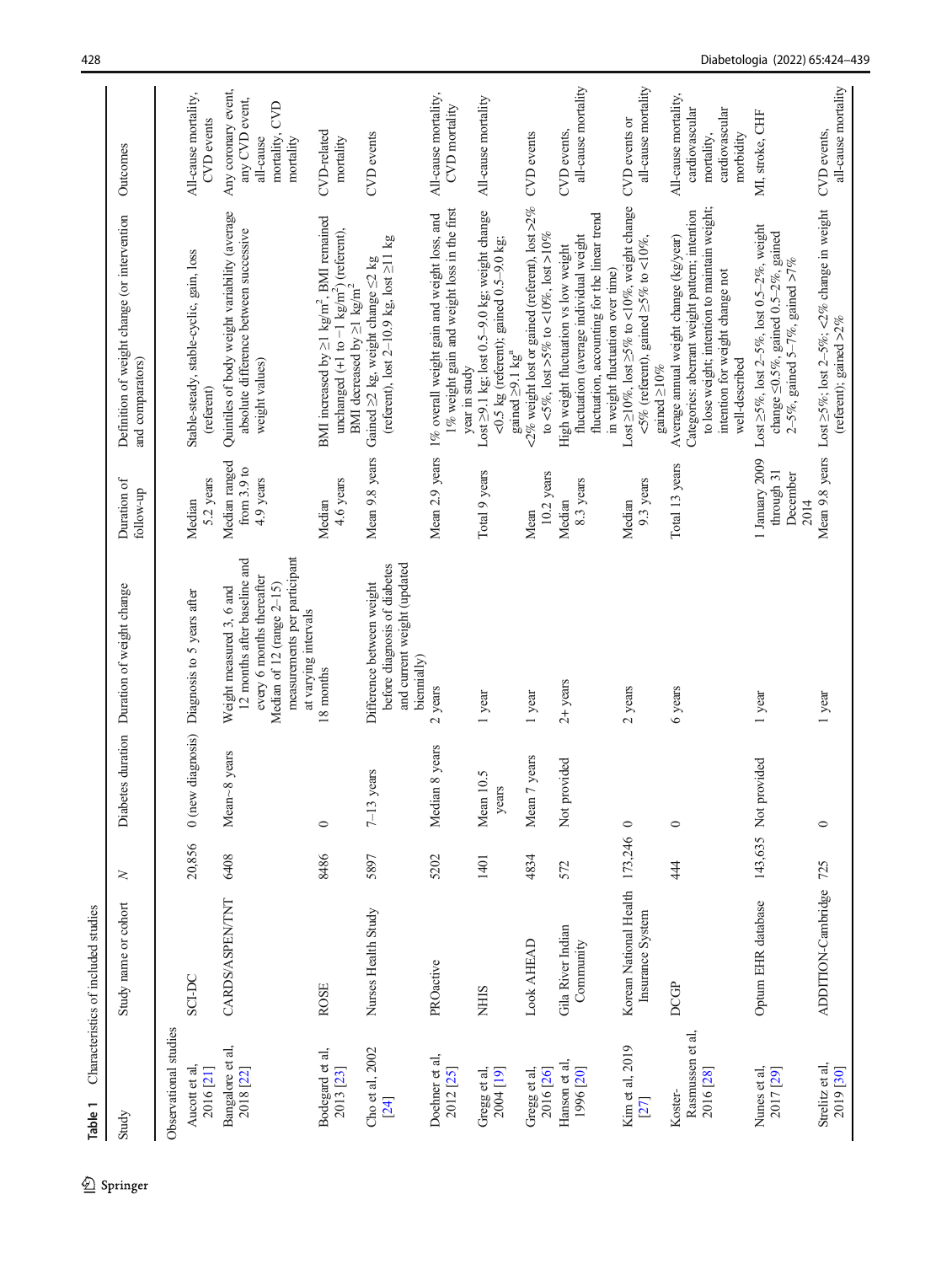**Table 1** Characteristics of included studies

| Study | Study name or cohort | $N$ | Diabetes duration | Duration of weight change | Duration of follow-up | Definition of weight change (or intervention and comparators) | Outcomes |
|---|---|---|---|---|---|---|---|
| Observational studies | | | | | | | |
| Aucott et al, 2016 [21] | SCI-DC | 20,856 | 0 (new diagnosis) | Diagnosis to 5 years after | Median 5.2 years | Stable-steady, stable-cyclic, gain, loss (referent) | All-cause mortality, CVD events |
| Bangalore et al, 2018 [22] | CARDS/ASPEN/TNT | 6408 | Mean ~8 years | Weight measured 3, 6 and 12 months after baseline and every 6 months thereafter Median of 12 (range 2–15) measurements per participant at varying intervals | Median ranged from 3.9 to 4.9 years | Quintiles of body weight variability (average absolute difference between successive weight values) | Any coronary event, any CVD event, all-cause mortality, CVD mortality |
| Bodegard et al, 2013 [23] | ROSE | 8486 | 0 | 18 months | Median 4.6 years | BMI increased by ≥1 kg/m$^2$, BMI remained unchanged (+1 to −1 kg/m$^2$) (referent), BMI decreased by ≥1 kg/m$^2$ | CVD-related mortality |
| Cho et al, 2002 [24] | Nurses Health Study | 5897 | 7–13 years | Difference between weight before diagnosis of diabetes and current weight (updated biennially) | Mean 9.8 years | Gained ≥2 kg, weight change ≤2 kg (referent), lost 2–10.9 kg, lost ≥11 kg | CVD events |
| Doehner et al, 2012 [25] | PROactive | 5202 | Median 8 years | 2 years | Mean 2.9 years | 1% overall weight gain and weight loss, and 1% weight gain and weight loss in the first year in study | All-cause mortality, CVD mortality |
| Gregg et al, 2004 [19] | NHIS | 1401 | Mean 10.5 years | 1 year | Total 9 years | Lost ≥9.1 kg; lost 0.5–9.0 kg; weight change <0.5 kg (referent); gained 0.5–9.0 kg; gained ≥9.1 kg[a] | All-cause mortality |
| Gregg et al, 2016 [26] | Look AHEAD | 4834 | Mean 7 years | 1 year | Mean 10.2 years | <2% weight lost or gained (referent), lost >2% to <5%, lost >5% to <10%, lost >10% | CVD events |
| Hanson et al, 1996 [20] | Gila River Indian Community | 572 | Not provided | 2+ years | Median 8.3 years | High weight fluctuation vs low weight fluctuation (average individual weight fluctuation, accounting for the linear trend in weight fluctuation over time) | CVD events, all-cause mortality |
| Kim et al, 2019 [27] | Korean National Health Insurance System | 173,246 | 0 | 2 years | Median 9.3 years | Lost ≥10%, lost ≥5% to <10%, weight change <5% (referent), gained ≥5% to <10%, gained ≥10% | CVD events or all-cause mortality |
| Koster-Rasmussen et al, 2016 [28] | DCGP | 444 | 0 | 6 years | Total 13 years | Average annual weight change (kg/year) Categories: aberrant weight pattern; intention to lose weight; intention to maintain weight; intention for weight change not well-described | All-cause mortality, cardiovascular mortality, cardiovascular morbidity |
| Nunes et al, 2017 [29] | Optum EHR database | 143,635 | Not provided | 1 year | 1 January 2009 through 31 December 2014 | Lost ≥5%, lost 2–5%, lost 0.5–2%, weight change ≤0.5%, gained 0.5–2%, gained 2–5%, gained 5–7%, gained >7% | MI, stroke, CHF |
| Strelitz et al, 2019 [30] | ADDITION-Cambridge | 725 | 0 | 1 year | Mean 9.8 years | Lost ≥5%; lost 2–5%; <2% change in weight (referent); gained >2% | CVD events, all-cause mortality |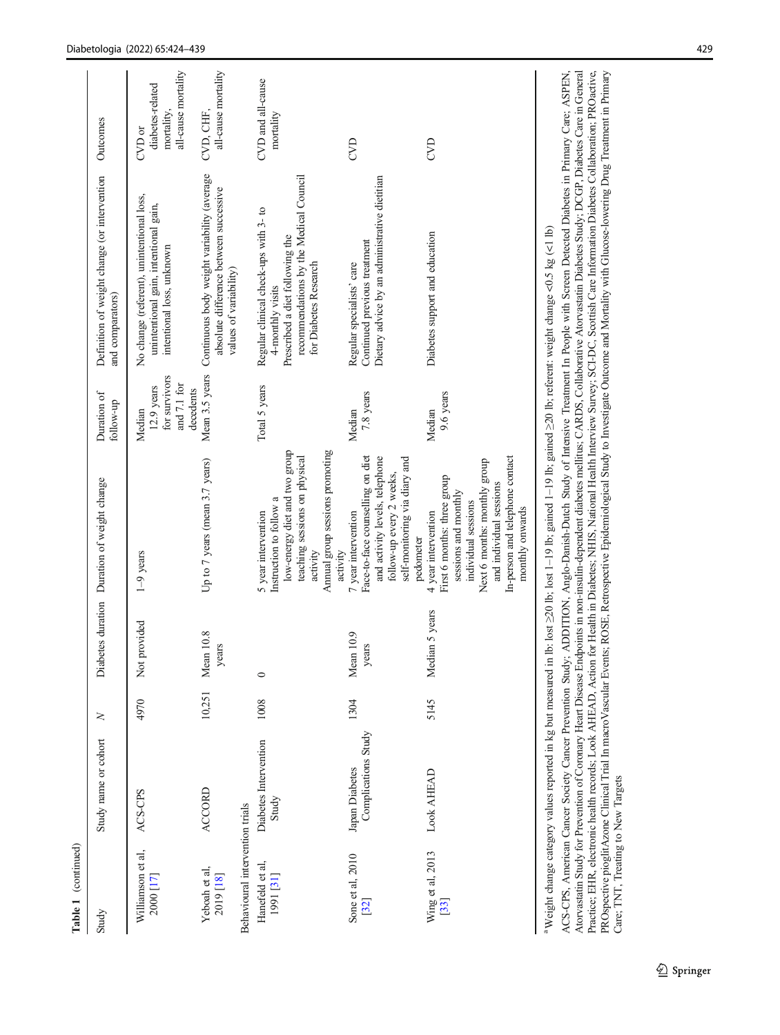**Table 1** (continued)

| Study | Study name or cohort | N | Diabetes duration | Duration of weight change | Duration of follow-up | Definition of weight change (or intervention and comparators) | Outcomes |
|---|---|---|---|---|---|---|---|
| Williamson et al, 2000 [17] | ACS-CPS | 4970 | Not provided | 1–9 years | Median 12.9 years for survivors and 7.1 for decedents | No change (referent), unintentional loss, unintentional gain, intentional gain, intentional loss, unknown | CVD or diabetes-related mortality, all-cause mortality |
| Yeboah et al, 2019 [18] | ACCORD | 10,251 | Mean 10.8 years | Up to 7 years (mean 3.7 years) | Mean 3.5 years | Continuous body weight variability (average absolute difference between successive values of variability) | CVD, CHF, all-cause mortality |
| Behavioural intervention trials | | | | | | | |
| Hanefeld et al, 1991 [31] | Diabetes Intervention Study | 1008 | 0 | 5 year intervention<br>Instruction to follow a low-energy diet and two group teaching sessions on physical activity<br>Annual group sessions promoting activity | Total 5 years | Regular clinical check-ups with 3- to 4-monthly visits<br>Prescribed a diet following the recommendations by the Medical Council for Diabetes Research | CVD and all-cause mortality |
| Sone et al, 2010 [32] | Japan Diabetes Complications Study | 1304 | Mean 10.9 years | 7 year intervention<br>Face-to-face counselling on diet and activity levels, telephone follow-up every 2 weeks, self-monitoring via diary and pedometer | Median 7.8 years | Regular specialists' care<br>Continued previous treatment<br>Dietary advice by an administrative dietitian | CVD |
| Wing et al, 2013 [33] | Look AHEAD | 5145 | Median 5 years | 4 year intervention<br>First 6 months: three group sessions and monthly individual sessions<br>Next 6 months: monthly group and individual sessions<br>In-person and telephone contact monthly onwards | Median 9.6 years | Diabetes support and education | CVD |

[a]Weight change category values reported in kg but measured in lb; lost ≥20 lb; lost 1–19 lb; gained 1–19 lb; gained ≥20 lb; referent: weight change <0.5 kg (<1 lb)

ACS-CPS, American Cancer Society Cancer Prevention Study; ADDITION, Anglo-Danish-Dutch Study of Intensive Treatment In People with Screen Detected Diabetes in Primary Care; ASPEN, Atorvastatin Study for Prevention of Coronary Heart Disease Endpoints in non-insulin-dependent diabetes mellitus; CARDS, Collaborative Atorvastatin Diabetes Study; DCGP, Diabetes Care in General Practice; EHR, electronic health records; Look AHEAD, Action for Health in Diabetes; NHIS, National Health Interview Survey; SCI-DC, Scottish Care Information Diabetes Collaboration; PROactive, PROspective pioglitAzone Clinical Trial In macroVascular Events; ROSE, Retrospective Epidemiological Study to Investigate Outcome and Mortality with Glucose-lowering Drug Treatment in Primary Care; TNT, Treating to New Targets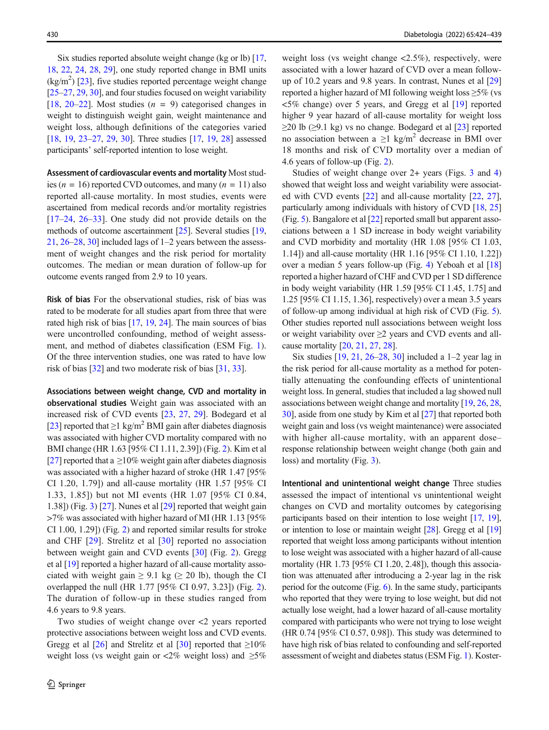Six studies reported absolute weight change (kg or lb) [17, 18, 22, 24, 28, 29], one study reported change in BMI units (kg/m$^2$) [23], five studies reported percentage weight change [25–27, 29, 30], and four studies focused on weight variability [18, 20–22]. Most studies ($n$ = 9) categorised changes in weight to distinguish weight gain, weight maintenance and weight loss, although definitions of the categories varied [18, 19, 23–27, 29, 30]. Three studies [17, 19, 28] assessed participants' self-reported intention to lose weight.

**Assessment of cardiovascular events and mortality** Most studies ($n$ = 16) reported CVD outcomes, and many ($n$ = 11) also reported all-cause mortality. In most studies, events were ascertained from medical records and/or mortality registries [17–24, 26–33]. One study did not provide details on the methods of outcome ascertainment [25]. Several studies [19, 21, 26–28, 30] included lags of 1–2 years between the assessment of weight changes and the risk period for mortality outcomes. The median or mean duration of follow-up for outcome events ranged from 2.9 to 10 years.

**Risk of bias** For the observational studies, risk of bias was rated to be moderate for all studies apart from three that were rated high risk of bias [17, 19, 24]. The main sources of bias were uncontrolled confounding, method of weight assessment, and method of diabetes classification (ESM Fig. 1). Of the three intervention studies, one was rated to have low risk of bias [32] and two moderate risk of bias [31, 33].

**Associations between weight change, CVD and mortality in observational studies** Weight gain was associated with an increased risk of CVD events [23, 27, 29]. Bodegard et al [23] reported that ≥1 kg/m$^2$ BMI gain after diabetes diagnosis was associated with higher CVD mortality compared with no BMI change (HR 1.63 [95% CI 1.11, 2.39]) (Fig. 2). Kim et al [27] reported that a ≥10% weight gain after diabetes diagnosis was associated with a higher hazard of stroke (HR 1.47 [95% CI 1.20, 1.79]) and all-cause mortality (HR 1.57 [95% CI 1.33, 1.85]) but not MI events (HR 1.07 [95% CI 0.84, 1.38]) (Fig. 3) [27]. Nunes et al [29] reported that weight gain >7% was associated with higher hazard of MI (HR 1.13 [95% CI 1.00, 1.29]) (Fig. 2) and reported similar results for stroke and CHF [29]. Strelitz et al [30] reported no association between weight gain and CVD events [30] (Fig. 2). Gregg et al [19] reported a higher hazard of all-cause mortality associated with weight gain ≥ 9.1 kg (≥ 20 lb), though the CI overlapped the null (HR 1.77 [95% CI 0.97, 3.23]) (Fig. 2). The duration of follow-up in these studies ranged from 4.6 years to 9.8 years.

Two studies of weight change over <2 years reported protective associations between weight loss and CVD events. Gregg et al [26] and Strelitz et al [30] reported that ≥10% weight loss (vs weight gain or <2% weight loss) and ≥5% weight loss (vs weight change <2.5%), respectively, were associated with a lower hazard of CVD over a mean follow-up of 10.2 years and 9.8 years. In contrast, Nunes et al [29] reported a higher hazard of MI following weight loss ≥5% (vs <5% change) over 5 years, and Gregg et al [19] reported higher 9 year hazard of all-cause mortality for weight loss ≥20 lb (≥9.1 kg) vs no change. Bodegard et al [23] reported no association between a ≥1 kg/m$^2$ decrease in BMI over 18 months and risk of CVD mortality over a median of 4.6 years of follow-up (Fig. 2).

Studies of weight change over 2+ years (Figs. 3 and 4) showed that weight loss and weight variability were associated with CVD events [22] and all-cause mortality [22, 27], particularly among individuals with history of CVD [18, 25] (Fig. 5). Bangalore et al [22] reported small but apparent associations between a 1 SD increase in body weight variability and CVD morbidity and mortality (HR 1.08 [95% CI 1.03, 1.14]) and all-cause mortality (HR 1.16 [95% CI 1.10, 1.22]) over a median 5 years follow-up (Fig. 4) Yeboah et al [18] reported a higher hazard of CHF and CVD per 1 SD difference in body weight variability (HR 1.59 [95% CI 1.45, 1.75] and 1.25 [95% CI 1.15, 1.36], respectively) over a mean 3.5 years of follow-up among individual at high risk of CVD (Fig. 5). Other studies reported null associations between weight loss or weight variability over ≥2 years and CVD events and all-cause mortality [20, 21, 27, 28].

Six studies [19, 21, 26–28, 30] included a 1–2 year lag in the risk period for all-cause mortality as a method for potentially attenuating the confounding effects of unintentional weight loss. In general, studies that included a lag showed null associations between weight change and mortality [19, 26, 28, 30], aside from one study by Kim et al [27] that reported both weight gain and loss (vs weight maintenance) were associated with higher all-cause mortality, with an apparent dose–response relationship between weight change (both gain and loss) and mortality (Fig. 3).

**Intentional and unintentional weight change** Three studies assessed the impact of intentional vs unintentional weight changes on CVD and mortality outcomes by categorising participants based on their intention to lose weight [17, 19], or intention to lose or maintain weight [28]. Gregg et al [19] reported that weight loss among participants without intention to lose weight was associated with a higher hazard of all-cause mortality (HR 1.73 [95% CI 1.20, 2.48]), though this association was attenuated after introducing a 2-year lag in the risk period for the outcome (Fig. 6). In the same study, participants who reported that they were trying to lose weight, but did not actually lose weight, had a lower hazard of all-cause mortality compared with participants who were not trying to lose weight (HR 0.74 [95% CI 0.57, 0.98]). This study was determined to have high risk of bias related to confounding and self-reported assessment of weight and diabetes status (ESM Fig. 1). Koster-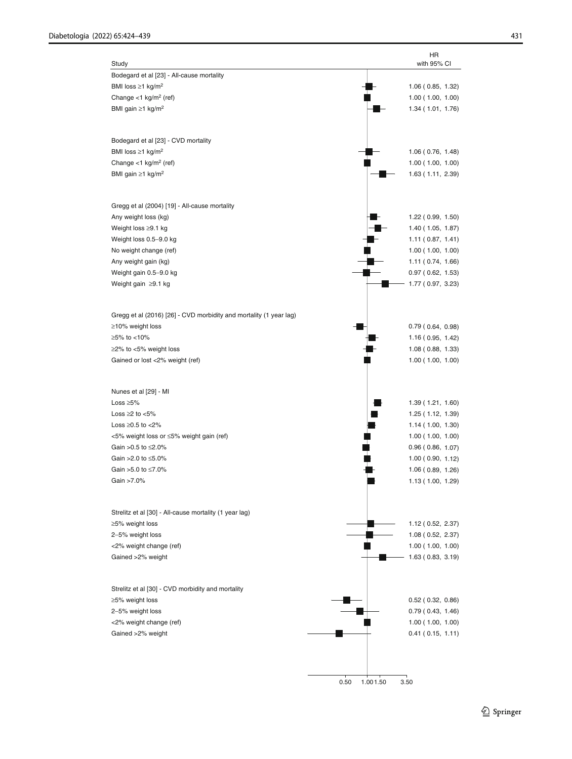| Study | HR with 95% CI |
|---|---|
| **Bodegard et al [23] - All-cause mortality** | |
| BMI loss ≥1 kg/m² | 1.06 ( 0.85, 1.32) |
| Change <1 kg/m² (ref) | 1.00 ( 1.00, 1.00) |
| BMI gain ≥1 kg/m² | 1.34 ( 1.01, 1.76) |
| **Bodegard et al [23] - CVD mortality** | |
| BMI loss ≥1 kg/m² | 1.06 ( 0.76, 1.48) |
| Change <1 kg/m² (ref) | 1.00 ( 1.00, 1.00) |
| BMI gain ≥1 kg/m² | 1.63 ( 1.11, 2.39) |
| **Gregg et al (2004) [19] - All-cause mortality** | |
| Any weight loss (kg) | 1.22 ( 0.99, 1.50) |
| Weight loss ≥9.1 kg | 1.40 ( 1.05, 1.87) |
| Weight loss 0.5–9.0 kg | 1.11 ( 0.87, 1.41) |
| No weight change (ref) | 1.00 ( 1.00, 1.00) |
| Any weight gain (kg) | 1.11 ( 0.74, 1.66) |
| Weight gain 0.5–9.0 kg | 0.97 ( 0.62, 1.53) |
| Weight gain ≥9.1 kg | 1.77 ( 0.97, 3.23) |
| **Gregg et al (2016) [26] - CVD morbidity and mortality (1 year lag)** | |
| ≥10% weight loss | 0.79 ( 0.64, 0.98) |
| ≥5% to <10% | 1.16 ( 0.95, 1.42) |
| ≥2% to <5% weight loss | 1.08 ( 0.88, 1.33) |
| Gained or lost <2% weight (ref) | 1.00 ( 1.00, 1.00) |
| **Nunes et al [29] - MI** | |
| Loss ≥5% | 1.39 ( 1.21, 1.60) |
| Loss ≥2 to <5% | 1.25 ( 1.12, 1.39) |
| Loss ≥0.5 to <2% | 1.14 ( 1.00, 1.30) |
| <5% weight loss or ≤5% weight gain (ref) | 1.00 ( 1.00, 1.00) |
| Gain >0.5 to ≤2.0% | 0.96 ( 0.86, 1.07) |
| Gain >2.0 to ≤5.0% | 1.00 ( 0.90, 1.12) |
| Gain >5.0 to ≤7.0% | 1.06 ( 0.89, 1.26) |
| Gain >7.0% | 1.13 ( 1.00, 1.29) |
| **Strelitz et al [30] - All-cause mortality (1 year lag)** | |
| ≥5% weight loss | 1.12 ( 0.52, 2.37) |
| 2–5% weight loss | 1.08 ( 0.52, 2.37) |
| <2% weight change (ref) | 1.00 ( 1.00, 1.00) |
| Gained >2% weight | 1.63 ( 0.83, 3.19) |
| **Strelitz et al [30] - CVD morbidity and mortality** | |
| ≥5% weight loss | 0.52 ( 0.32, 0.86) |
| 2–5% weight loss | 0.79 ( 0.43, 1.46) |
| <2% weight change (ref) | 1.00 ( 1.00, 1.00) |
| Gained >2% weight | 0.41 ( 0.15, 1.11) |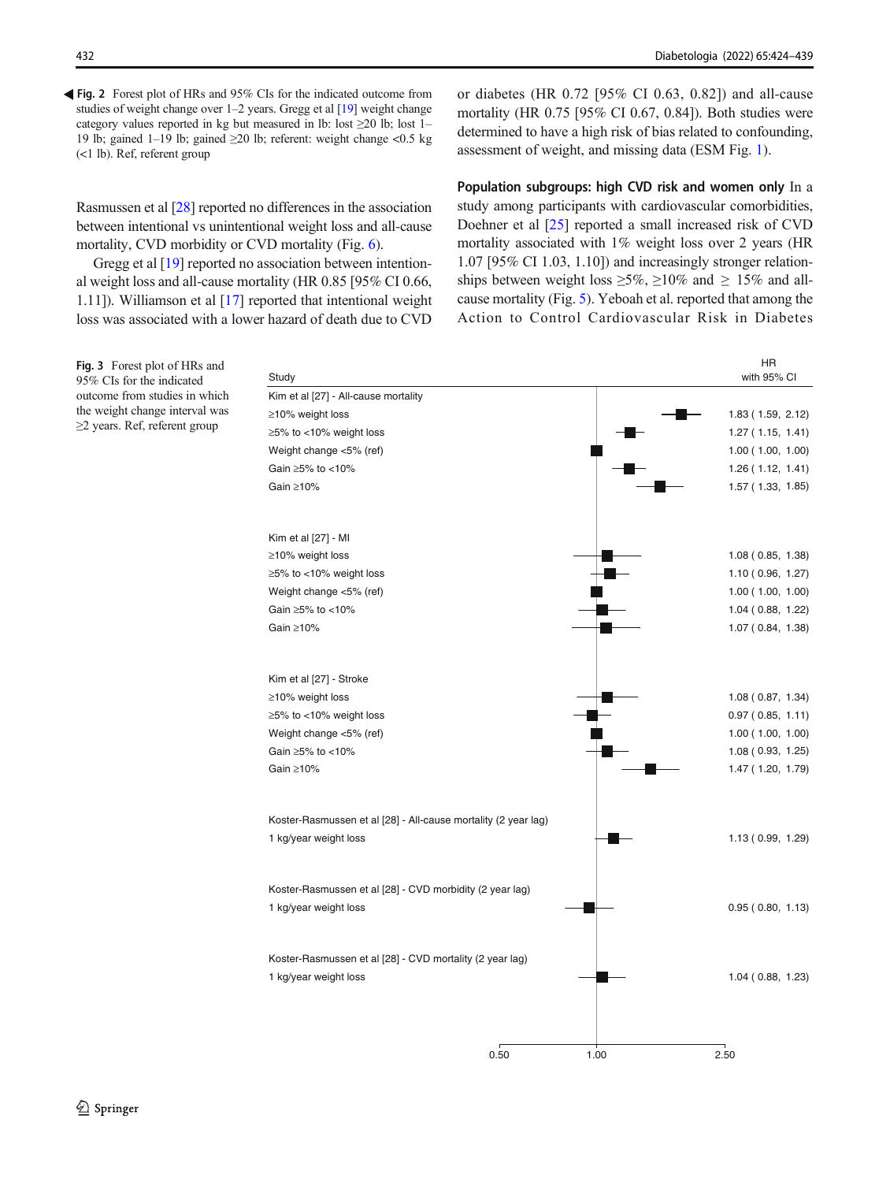◀ **Fig. 2** Forest plot of HRs and 95% CIs for the indicated outcome from studies of weight change over 1–2 years. Gregg et al [19] weight change category values reported in kg but measured in lb: lost ≥20 lb; lost 1–19 lb; gained 1–19 lb; gained ≥20 lb; referent: weight change <0.5 kg (<1 lb). Ref, referent group

Rasmussen et al [28] reported no differences in the association between intentional vs unintentional weight loss and all-cause mortality, CVD morbidity or CVD mortality (Fig. 6).

Gregg et al [19] reported no association between intentional weight loss and all-cause mortality (HR 0.85 [95% CI 0.66, 1.11]). Williamson et al [17] reported that intentional weight loss was associated with a lower hazard of death due to CVD or diabetes (HR 0.72 [95% CI 0.63, 0.82]) and all-cause mortality (HR 0.75 [95% CI 0.67, 0.84]). Both studies were determined to have a high risk of bias related to confounding, assessment of weight, and missing data (ESM Fig. 1).

**Population subgroups: high CVD risk and women only** In a study among participants with cardiovascular comorbidities, Doehner et al [25] reported a small increased risk of CVD mortality associated with 1% weight loss over 2 years (HR 1.07 [95% CI 1.03, 1.10]) and increasingly stronger relationships between weight loss ≥5%, ≥10% and ≥ 15% and all-cause mortality (Fig. 5). Yeboah et al. reported that among the Action to Control Cardiovascular Risk in Diabetes

| Study | HR with 95% CI |
|---|---|
| **Kim et al [27] - All-cause mortality** | |
| ≥10% weight loss | 1.83 ( 1.59, 2.12) |
| ≥5% to <10% weight loss | 1.27 ( 1.15, 1.41) |
| Weight change <5% (ref) | 1.00 ( 1.00, 1.00) |
| Gain ≥5% to <10% | 1.26 ( 1.12, 1.41) |
| Gain ≥10% | 1.57 ( 1.33, 1.85) |
| **Kim et al [27] - MI** | |
| ≥10% weight loss | 1.08 ( 0.85, 1.38) |
| ≥5% to <10% weight loss | 1.10 ( 0.96, 1.27) |
| Weight change <5% (ref) | 1.00 ( 1.00, 1.00) |
| Gain ≥5% to <10% | 1.04 ( 0.88, 1.22) |
| Gain ≥10% | 1.07 ( 0.84, 1.38) |
| **Kim et al [27] - Stroke** | |
| ≥10% weight loss | 1.08 ( 0.87, 1.34) |
| ≥5% to <10% weight loss | 0.97 ( 0.85, 1.11) |
| Weight change <5% (ref) | 1.00 ( 1.00, 1.00) |
| Gain ≥5% to <10% | 1.08 ( 0.93, 1.25) |
| Gain ≥10% | 1.47 ( 1.20, 1.79) |
| **Koster-Rasmussen et al [28] - All-cause mortality (2 year lag)** | |
| 1 kg/year weight loss | 1.13 ( 0.99, 1.29) |
| **Koster-Rasmussen et al [28] - CVD morbidity (2 year lag)** | |
| 1 kg/year weight loss | 0.95 ( 0.80, 1.13) |
| **Koster-Rasmussen et al [28] - CVD mortality (2 year lag)** | |
| 1 kg/year weight loss | 1.04 ( 0.88, 1.23) |

**Fig. 3** Forest plot of HRs and 95% CIs for the indicated outcome from studies in which the weight change interval was ≥2 years. Ref, referent group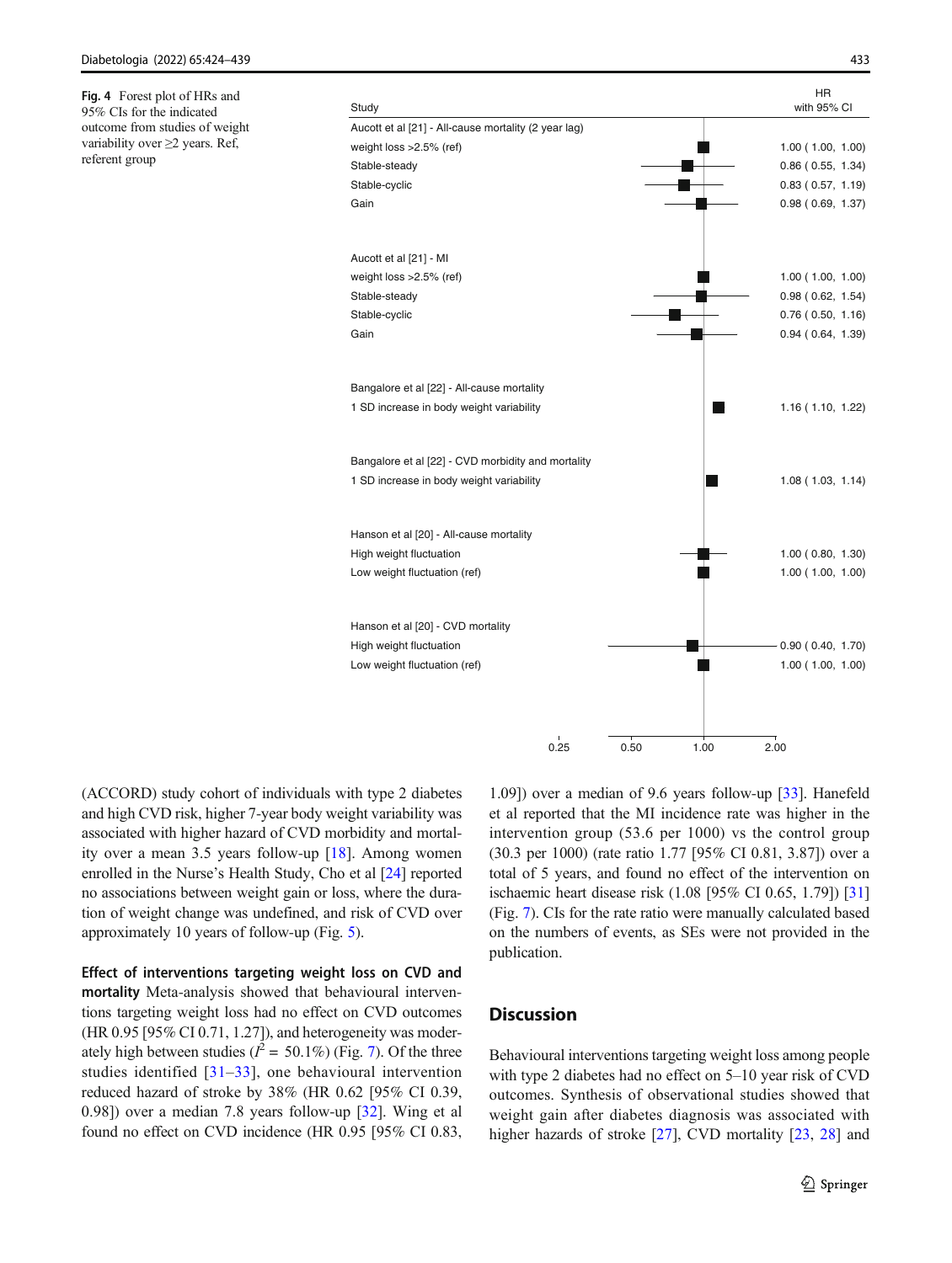**Fig. 4** Forest plot of HRs and 95% CIs for the indicated outcome from studies of weight variability over ≥2 years. Ref, referent group

| Study | HR with 95% CI |
|---|---|
| **Aucott et al [21] - All-cause mortality (2 year lag)** | |
| weight loss >2.5% (ref) | 1.00 ( 1.00, 1.00) |
| Stable-steady | 0.86 ( 0.55, 1.34) |
| Stable-cyclic | 0.83 ( 0.57, 1.19) |
| Gain | 0.98 ( 0.69, 1.37) |
| **Aucott et al [21] - MI** | |
| weight loss >2.5% (ref) | 1.00 ( 1.00, 1.00) |
| Stable-steady | 0.98 ( 0.62, 1.54) |
| Stable-cyclic | 0.76 ( 0.50, 1.16) |
| Gain | 0.94 ( 0.64, 1.39) |
| **Bangalore et al [22] - All-cause mortality** | |
| 1 SD increase in body weight variability | 1.16 ( 1.10, 1.22) |
| **Bangalore et al [22] - CVD morbidity and mortality** | |
| 1 SD increase in body weight variability | 1.08 ( 1.03, 1.14) |
| **Hanson et al [20] - All-cause mortality** | |
| High weight fluctuation | 1.00 ( 0.80, 1.30) |
| Low weight fluctuation (ref) | 1.00 ( 1.00, 1.00) |
| **Hanson et al [20] - CVD mortality** | |
| High weight fluctuation | 0.90 ( 0.40, 1.70) |
| Low weight fluctuation (ref) | 1.00 ( 1.00, 1.00) |

(ACCORD) study cohort of individuals with type 2 diabetes and high CVD risk, higher 7-year body weight variability was associated with higher hazard of CVD morbidity and mortality over a mean 3.5 years follow-up [18]. Among women enrolled in the Nurse's Health Study, Cho et al [24] reported no associations between weight gain or loss, where the duration of weight change was undefined, and risk of CVD over approximately 10 years of follow-up (Fig. 5).

**Effect of interventions targeting weight loss on CVD and mortality** Meta-analysis showed that behavioural interventions targeting weight loss had no effect on CVD outcomes (HR 0.95 [95% CI 0.71, 1.27]), and heterogeneity was moderately high between studies ($I^2$ = 50.1%) (Fig. 7). Of the three studies identified [31–33], one behavioural intervention reduced hazard of stroke by 38% (HR 0.62 [95% CI 0.39, 0.98]) over a median 7.8 years follow-up [32]. Wing et al found no effect on CVD incidence (HR 0.95 [95% CI 0.83, 1.09]) over a median of 9.6 years follow-up [33]. Hanefeld et al reported that the MI incidence rate was higher in the intervention group (53.6 per 1000) vs the control group (30.3 per 1000) (rate ratio 1.77 [95% CI 0.81, 3.87]) over a total of 5 years, and found no effect of the intervention on ischaemic heart disease risk (1.08 [95% CI 0.65, 1.79]) [31] (Fig. 7). CIs for the rate ratio were manually calculated based on the numbers of events, as SEs were not provided in the publication.

## Discussion

Behavioural interventions targeting weight loss among people with type 2 diabetes had no effect on 5–10 year risk of CVD outcomes. Synthesis of observational studies showed that weight gain after diabetes diagnosis was associated with higher hazards of stroke [27], CVD mortality [23, 28] and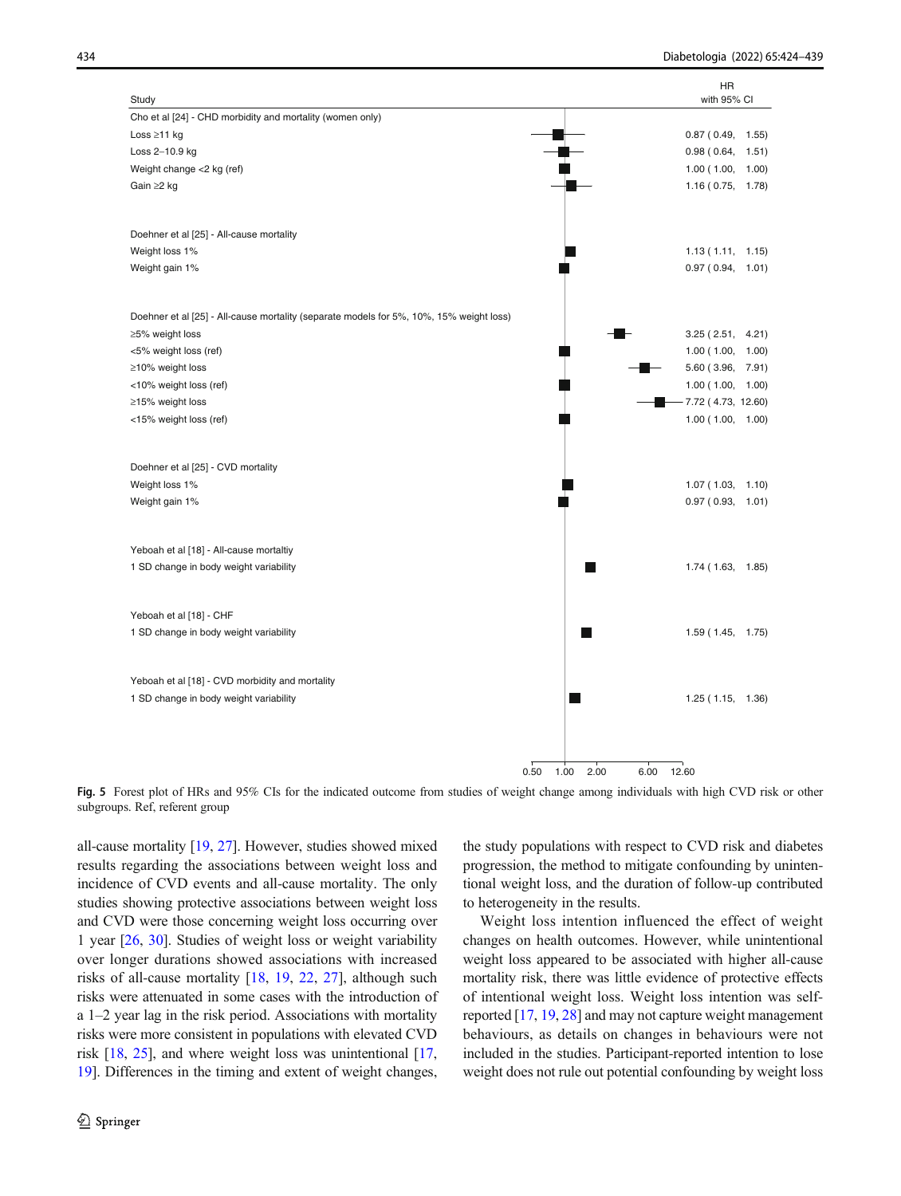| Study | HR with 95% CI |
|---|---|
| Cho et al [24] - CHD morbidity and mortality (women only) | |
| Loss ≥11 kg | 0.87 ( 0.49, 1.55) |
| Loss 2–10.9 kg | 0.98 ( 0.64, 1.51) |
| Weight change <2 kg (ref) | 1.00 ( 1.00, 1.00) |
| Gain ≥2 kg | 1.16 ( 0.75, 1.78) |
| Doehner et al [25] - All-cause mortality | |
| Weight loss 1% | 1.13 ( 1.11, 1.15) |
| Weight gain 1% | 0.97 ( 0.94, 1.01) |
| Doehner et al [25] - All-cause mortality (separate models for 5%, 10%, 15% weight loss) | |
| ≥5% weight loss | 3.25 ( 2.51, 4.21) |
| <5% weight loss (ref) | 1.00 ( 1.00, 1.00) |
| ≥10% weight loss | 5.60 ( 3.96, 7.91) |
| <10% weight loss (ref) | 1.00 ( 1.00, 1.00) |
| ≥15% weight loss | 7.72 ( 4.73, 12.60) |
| <15% weight loss (ref) | 1.00 ( 1.00, 1.00) |
| Doehner et al [25] - CVD mortality | |
| Weight loss 1% | 1.07 ( 1.03, 1.10) |
| Weight gain 1% | 0.97 ( 0.93, 1.01) |
| Yeboah et al [18] - All-cause mortaltiy | |
| 1 SD change in body weight variability | 1.74 ( 1.63, 1.85) |
| Yeboah et al [18] - CHF | |
| 1 SD change in body weight variability | 1.59 ( 1.45, 1.75) |
| Yeboah et al [18] - CVD morbidity and mortality | |
| 1 SD change in body weight variability | 1.25 ( 1.15, 1.36) |

**Fig. 5** Forest plot of HRs and 95% CIs for the indicated outcome from studies of weight change among individuals with high CVD risk or other subgroups. Ref, referent group

all-cause mortality [19, 27]. However, studies showed mixed results regarding the associations between weight loss and incidence of CVD events and all-cause mortality. The only studies showing protective associations between weight loss and CVD were those concerning weight loss occurring over 1 year [26, 30]. Studies of weight loss or weight variability over longer durations showed associations with increased risks of all-cause mortality [18, 19, 22, 27], although such risks were attenuated in some cases with the introduction of a 1–2 year lag in the risk period. Associations with mortality risks were more consistent in populations with elevated CVD risk [18, 25], and where weight loss was unintentional [17, 19]. Differences in the timing and extent of weight changes, the study populations with respect to CVD risk and diabetes progression, the method to mitigate confounding by unintentional weight loss, and the duration of follow-up contributed to heterogeneity in the results.

Weight loss intention influenced the effect of weight changes on health outcomes. However, while unintentional weight loss appeared to be associated with higher all-cause mortality risk, there was little evidence of protective effects of intentional weight loss. Weight loss intention was self-reported [17, 19, 28] and may not capture weight management behaviours, as details on changes in behaviours were not included in the studies. Participant-reported intention to lose weight does not rule out potential confounding by weight loss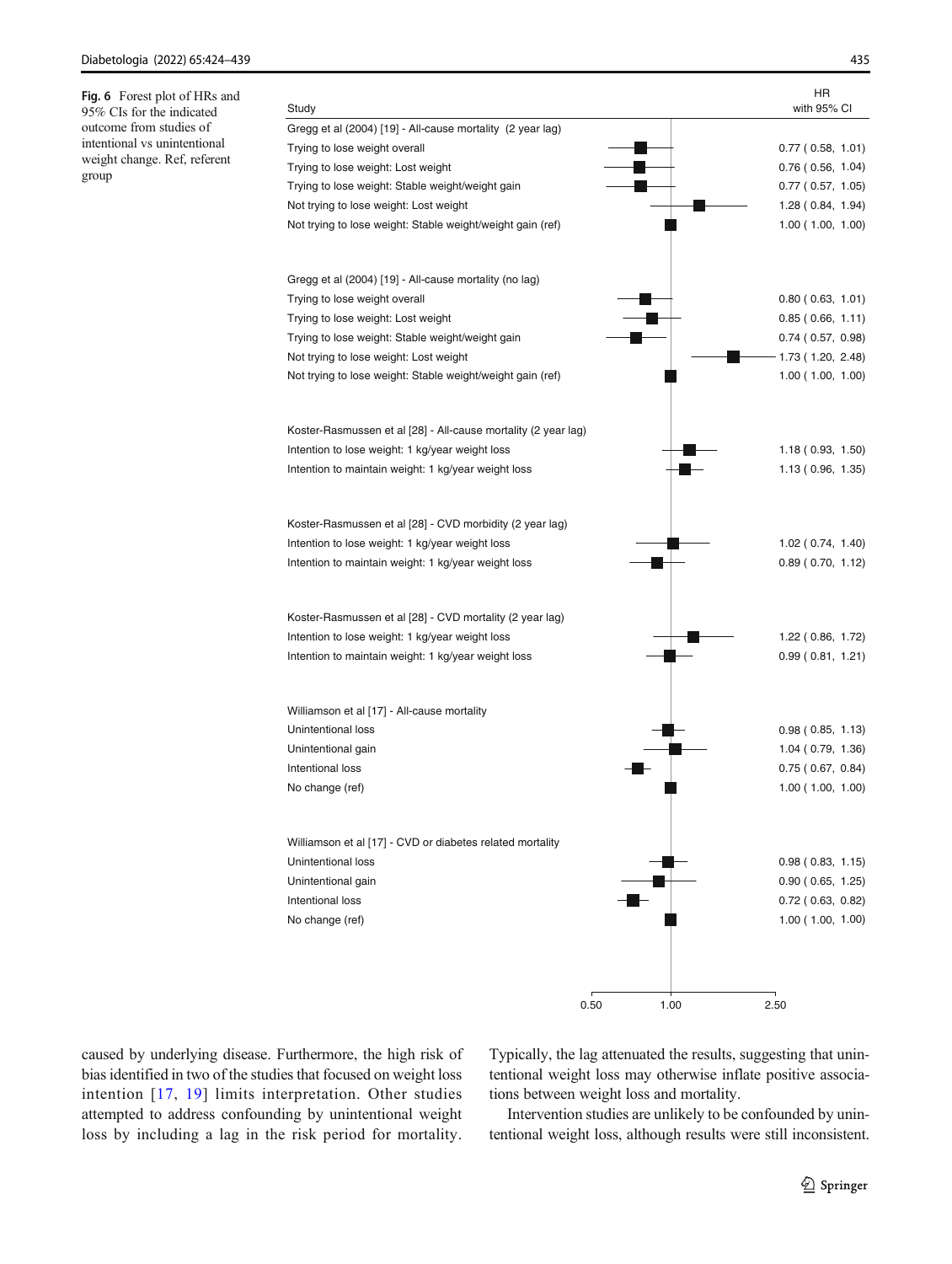**Fig. 6** Forest plot of HRs and 95% CIs for the indicated outcome from studies of intentional vs unintentional weight change. Ref, referent group

| Study | HR with 95% CI |
|---|---|
| **Gregg et al (2004) [19] - All-cause mortality (2 year lag)** | |
| Trying to lose weight overall | 0.77 ( 0.58, 1.01) |
| Trying to lose weight: Lost weight | 0.76 ( 0.56, 1.04) |
| Trying to lose weight: Stable weight/weight gain | 0.77 ( 0.57, 1.05) |
| Not trying to lose weight: Lost weight | 1.28 ( 0.84, 1.94) |
| Not trying to lose weight: Stable weight/weight gain (ref) | 1.00 ( 1.00, 1.00) |
| **Gregg et al (2004) [19] - All-cause mortality (no lag)** | |
| Trying to lose weight overall | 0.80 ( 0.63, 1.01) |
| Trying to lose weight: Lost weight | 0.85 ( 0.66, 1.11) |
| Trying to lose weight: Stable weight/weight gain | 0.74 ( 0.57, 0.98) |
| Not trying to lose weight: Lost weight | 1.73 ( 1.20, 2.48) |
| Not trying to lose weight: Stable weight/weight gain (ref) | 1.00 ( 1.00, 1.00) |
| **Koster-Rasmussen et al [28] - All-cause mortality (2 year lag)** | |
| Intention to lose weight: 1 kg/year weight loss | 1.18 ( 0.93, 1.50) |
| Intention to maintain weight: 1 kg/year weight loss | 1.13 ( 0.96, 1.35) |
| **Koster-Rasmussen et al [28] - CVD morbidity (2 year lag)** | |
| Intention to lose weight: 1 kg/year weight loss | 1.02 ( 0.74, 1.40) |
| Intention to maintain weight: 1 kg/year weight loss | 0.89 ( 0.70, 1.12) |
| **Koster-Rasmussen et al [28] - CVD mortality (2 year lag)** | |
| Intention to lose weight: 1 kg/year weight loss | 1.22 ( 0.86, 1.72) |
| Intention to maintain weight: 1 kg/year weight loss | 0.99 ( 0.81, 1.21) |
| **Williamson et al [17] - All-cause mortality** | |
| Unintentional loss | 0.98 ( 0.85, 1.13) |
| Unintentional gain | 1.04 ( 0.79, 1.36) |
| Intentional loss | 0.75 ( 0.67, 0.84) |
| No change (ref) | 1.00 ( 1.00, 1.00) |
| **Williamson et al [17] - CVD or diabetes related mortality** | |
| Unintentional loss | 0.98 ( 0.83, 1.15) |
| Unintentional gain | 0.90 ( 0.65, 1.25) |
| Intentional loss | 0.72 ( 0.63, 0.82) |
| No change (ref) | 1.00 ( 1.00, 1.00) |

caused by underlying disease. Furthermore, the high risk of bias identified in two of the studies that focused on weight loss intention [17, 19] limits interpretation. Other studies attempted to address confounding by unintentional weight loss by including a lag in the risk period for mortality. Typically, the lag attenuated the results, suggesting that unintentional weight loss may otherwise inflate positive associations between weight loss and mortality.

Intervention studies are unlikely to be confounded by unintentional weight loss, although results were still inconsistent.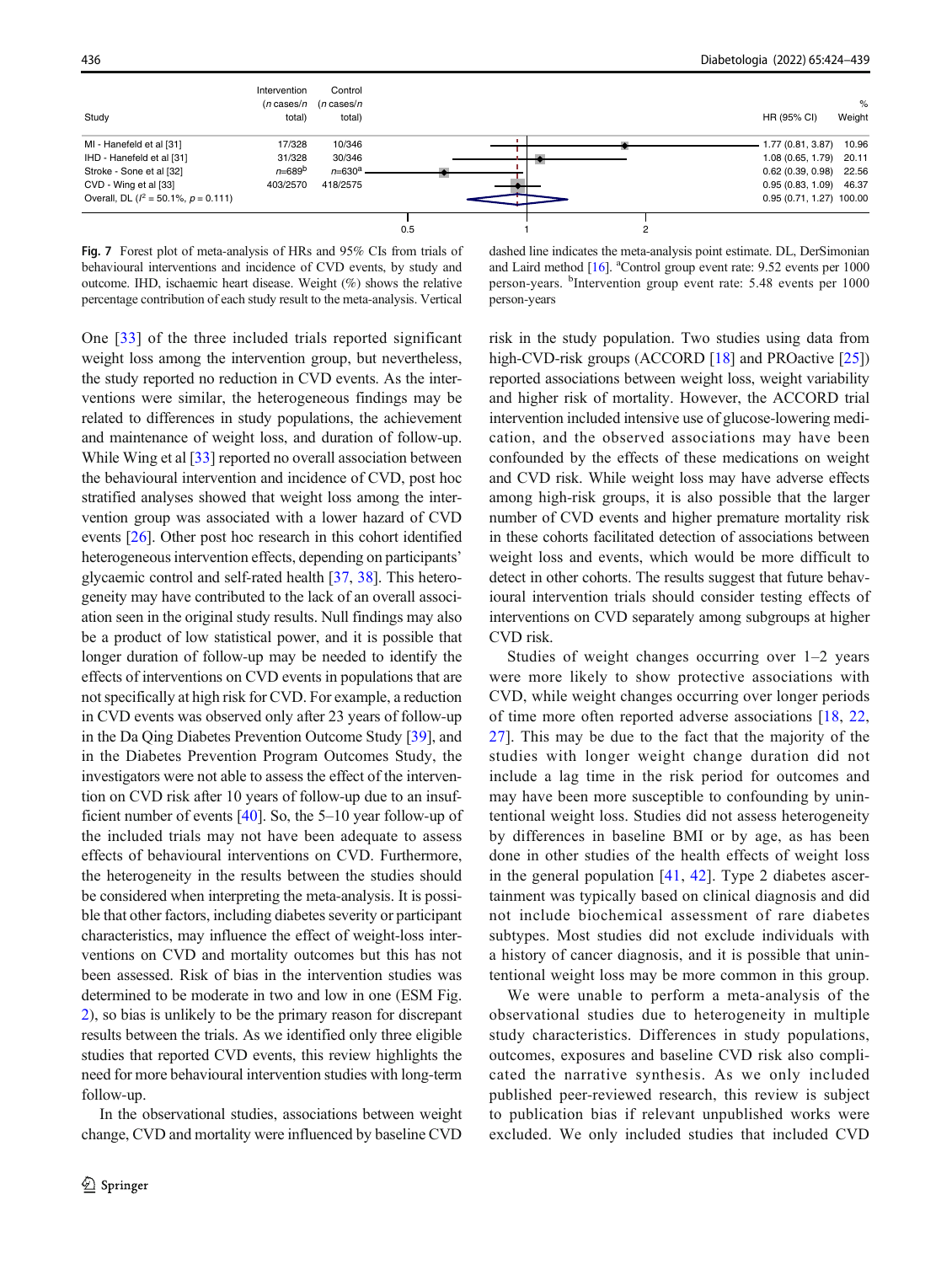| Study | Intervention (*n* cases/*n* total) | Control (*n* cases/*n* total) | HR (95% CI) | % Weight |
|---|---|---|---|---|
| MI - Hanefeld et al [31] | 17/328 | 10/346 | 1.77 (0.81, 3.87) | 10.96 |
| IHD - Hanefeld et al [31] | 31/328 | 30/346 | 1.08 (0.65, 1.79) | 20.11 |
| Stroke - Sone et al [32] | *n*=689[b] | *n*=630[a] | 0.62 (0.39, 0.98) | 22.56 |
| CVD - Wing et al [33] | 403/2570 | 418/2575 | 0.95 (0.83, 1.09) | 46.37 |
| Overall, DL ($I^2$ = 50.1%, $p$ = 0.111) | | | 0.95 (0.71, 1.27) | 100.00 |

**Fig. 7** Forest plot of meta-analysis of HRs and 95% CIs from trials of behavioural interventions and incidence of CVD events, by study and outcome. IHD, ischaemic heart disease. Weight (%) shows the relative percentage contribution of each study result to the meta-analysis. Vertical dashed line indicates the meta-analysis point estimate. DL, DerSimonian and Laird method [16]. [a]Control group event rate: 9.52 events per 1000 person-years. [b]Intervention group event rate: 5.48 events per 1000 person-years

One [33] of the three included trials reported significant weight loss among the intervention group, but nevertheless, the study reported no reduction in CVD events. As the interventions were similar, the heterogeneous findings may be related to differences in study populations, the achievement and maintenance of weight loss, and duration of follow-up. While Wing et al [33] reported no overall association between the behavioural intervention and incidence of CVD, post hoc stratified analyses showed that weight loss among the intervention group was associated with a lower hazard of CVD events [26]. Other post hoc research in this cohort identified heterogeneous intervention effects, depending on participants' glycaemic control and self-rated health [37, 38]. This heterogeneity may have contributed to the lack of an overall association seen in the original study results. Null findings may also be a product of low statistical power, and it is possible that longer duration of follow-up may be needed to identify the effects of interventions on CVD events in populations that are not specifically at high risk for CVD. For example, a reduction in CVD events was observed only after 23 years of follow-up in the Da Qing Diabetes Prevention Outcome Study [39], and in the Diabetes Prevention Program Outcomes Study, the investigators were not able to assess the effect of the intervention on CVD risk after 10 years of follow-up due to an insufficient number of events [40]. So, the 5–10 year follow-up of the included trials may not have been adequate to assess effects of behavioural interventions on CVD. Furthermore, the heterogeneity in the results between the studies should be considered when interpreting the meta-analysis. It is possible that other factors, including diabetes severity or participant characteristics, may influence the effect of weight-loss interventions on CVD and mortality outcomes but this has not been assessed. Risk of bias in the intervention studies was determined to be moderate in two and low in one (ESM Fig. 2), so bias is unlikely to be the primary reason for discrepant results between the trials. As we identified only three eligible studies that reported CVD events, this review highlights the need for more behavioural intervention studies with long-term follow-up.

In the observational studies, associations between weight change, CVD and mortality were influenced by baseline CVD risk in the study population. Two studies using data from high-CVD-risk groups (ACCORD [18] and PROactive [25]) reported associations between weight loss, weight variability and higher risk of mortality. However, the ACCORD trial intervention included intensive use of glucose-lowering medication, and the observed associations may have been confounded by the effects of these medications on weight and CVD risk. While weight loss may have adverse effects among high-risk groups, it is also possible that the larger number of CVD events and higher premature mortality risk in these cohorts facilitated detection of associations between weight loss and events, which would be more difficult to detect in other cohorts. The results suggest that future behavioural intervention trials should consider testing effects of interventions on CVD separately among subgroups at higher CVD risk.

Studies of weight changes occurring over 1–2 years were more likely to show protective associations with CVD, while weight changes occurring over longer periods of time more often reported adverse associations [18, 22, 27]. This may be due to the fact that the majority of the studies with longer weight change duration did not include a lag time in the risk period for outcomes and may have been more susceptible to confounding by unintentional weight loss. Studies did not assess heterogeneity by differences in baseline BMI or by age, as has been done in other studies of the health effects of weight loss in the general population [41, 42]. Type 2 diabetes ascertainment was typically based on clinical diagnosis and did not include biochemical assessment of rare diabetes subtypes. Most studies did not exclude individuals with a history of cancer diagnosis, and it is possible that unintentional weight loss may be more common in this group.

We were unable to perform a meta-analysis of the observational studies due to heterogeneity in multiple study characteristics. Differences in study populations, outcomes, exposures and baseline CVD risk also complicated the narrative synthesis. As we only included published peer-reviewed research, this review is subject to publication bias if relevant unpublished works were excluded. We only included studies that included CVD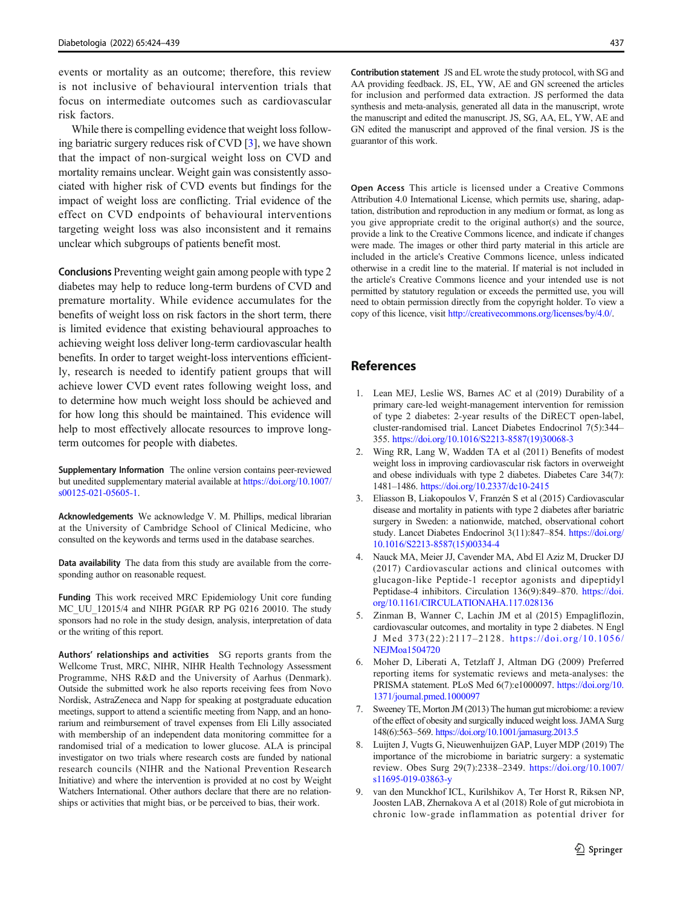events or mortality as an outcome; therefore, this review is not inclusive of behavioural intervention trials that focus on intermediate outcomes such as cardiovascular risk factors.

While there is compelling evidence that weight loss following bariatric surgery reduces risk of CVD [3], we have shown that the impact of non-surgical weight loss on CVD and mortality remains unclear. Weight gain was consistently associated with higher risk of CVD events but findings for the impact of weight loss are conflicting. Trial evidence of the effect on CVD endpoints of behavioural interventions targeting weight loss was also inconsistent and it remains unclear which subgroups of patients benefit most.

**Conclusions** Preventing weight gain among people with type 2 diabetes may help to reduce long-term burdens of CVD and premature mortality. While evidence accumulates for the benefits of weight loss on risk factors in the short term, there is limited evidence that existing behavioural approaches to achieving weight loss deliver long-term cardiovascular health benefits. In order to target weight-loss interventions efficiently, research is needed to identify patient groups that will achieve lower CVD event rates following weight loss, and to determine how much weight loss should be achieved and for how long this should be maintained. This evidence will help to most effectively allocate resources to improve long-term outcomes for people with diabetes.

**Supplementary Information** The online version contains peer-reviewed but unedited supplementary material available at https://doi.org/10.1007/s00125-021-05605-1.

**Acknowledgements** We acknowledge V. M. Phillips, medical librarian at the University of Cambridge School of Clinical Medicine, who consulted on the keywords and terms used in the database searches.

**Data availability** The data from this study are available from the corresponding author on reasonable request.

**Funding** This work received MRC Epidemiology Unit core funding MC_UU_12015/4 and NIHR PGfAR RP PG 0216 20010. The study sponsors had no role in the study design, analysis, interpretation of data or the writing of this report.

**Authors' relationships and activities** SG reports grants from the Wellcome Trust, MRC, NIHR, NIHR Health Technology Assessment Programme, NHS R&D and the University of Aarhus (Denmark). Outside the submitted work he also reports receiving fees from Novo Nordisk, AstraZeneca and Napp for speaking at postgraduate education meetings, support to attend a scientific meeting from Napp, and a honorarium and reimbursement of travel expenses from Eli Lilly associated with membership of an independent data monitoring committee for a randomised trial of a medication to lower glucose. ALA is principal investigator on two trials where research costs are funded by national research councils (NIHR and the National Prevention Research Initiative) and where the intervention is provided at no cost by Weight Watchers International. Other authors declare that there are no relationships or activities that might bias, or be perceived to bias, their work.

**Contribution statement** JS and EL wrote the study protocol, with SG and AA providing feedback. JS, EL, YW, AE and GN screened the articles for inclusion and performed data extraction. JS performed the data synthesis and meta-analysis, generated all data in the manuscript, wrote the manuscript and edited the manuscript. JS, SG, AA, EL, YW, AE and GN edited the manuscript and approved of the final version. JS is the guarantor of this work.

**Open Access** This article is licensed under a Creative Commons Attribution 4.0 International License, which permits use, sharing, adaptation, distribution and reproduction in any medium or format, as long as you give appropriate credit to the original author(s) and the source, provide a link to the Creative Commons licence, and indicate if changes were made. The images or other third party material in this article are included in the article's Creative Commons licence, unless indicated otherwise in a credit line to the material. If material is not included in the article's Creative Commons licence and your intended use is not permitted by statutory regulation or exceeds the permitted use, you will need to obtain permission directly from the copyright holder. To view a copy of this licence, visit http://creativecommons.org/licenses/by/4.0/.

## References

1. Lean MEJ, Leslie WS, Barnes AC et al (2019) Durability of a primary care-led weight-management intervention for remission of type 2 diabetes: 2-year results of the DiRECT open-label, cluster-randomised trial. Lancet Diabetes Endocrinol 7(5):344–355. https://doi.org/10.1016/S2213-8587(19)30068-3
2. Wing RR, Lang W, Wadden TA et al (2011) Benefits of modest weight loss in improving cardiovascular risk factors in overweight and obese individuals with type 2 diabetes. Diabetes Care 34(7):1481–1486. https://doi.org/10.2337/dc10-2415
3. Eliasson B, Liakopoulos V, Franzén S et al (2015) Cardiovascular disease and mortality in patients with type 2 diabetes after bariatric surgery in Sweden: a nationwide, matched, observational cohort study. Lancet Diabetes Endocrinol 3(11):847–854. https://doi.org/10.1016/S2213-8587(15)00334-4
4. Nauck MA, Meier JJ, Cavender MA, Abd El Aziz M, Drucker DJ (2017) Cardiovascular actions and clinical outcomes with glucagon-like Peptide-1 receptor agonists and dipeptidyl Peptidase-4 inhibitors. Circulation 136(9):849–870. https://doi.org/10.1161/CIRCULATIONAHA.117.028136
5. Zinman B, Wanner C, Lachin JM et al (2015) Empagliflozin, cardiovascular outcomes, and mortality in type 2 diabetes. N Engl J Med 373(22):2117–2128. https://doi.org/10.1056/NEJMoa1504720
6. Moher D, Liberati A, Tetzlaff J, Altman DG (2009) Preferred reporting items for systematic reviews and meta-analyses: the PRISMA statement. PLoS Med 6(7):e1000097. https://doi.org/10.1371/journal.pmed.1000097
7. Sweeney TE, Morton JM (2013) The human gut microbiome: a review of the effect of obesity and surgically induced weight loss. JAMA Surg 148(6):563–569. https://doi.org/10.1001/jamasurg.2013.5
8. Luijten J, Vugts G, Nieuwenhuijzen GAP, Luyer MDP (2019) The importance of the microbiome in bariatric surgery: a systematic review. Obes Surg 29(7):2338–2349. https://doi.org/10.1007/s11695-019-03863-y
9. van den Munckhof ICL, Kurilshikov A, Ter Horst R, Riksen NP, Joosten LAB, Zhernakova A et al (2018) Role of gut microbiota in chronic low-grade inflammation as potential driver for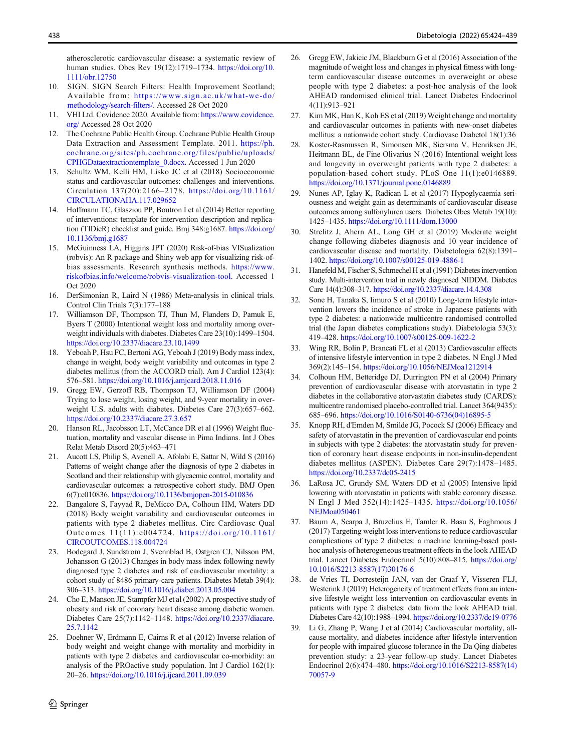atherosclerotic cardiovascular disease: a systematic review of human studies. Obes Rev 19(12):1719–1734. https://doi.org/10.1111/obr.12750

10. SIGN. SIGN Search Filters: Health Improvement Scotland; Available from: https://www.sign.ac.uk/what-we-do/methodology/search-filters/. Accessed 28 Oct 2020
11. VHI Ltd. Covidence 2020. Available from: https://www.covidence.org/ Accessed 28 Oct 2020
12. The Cochrane Public Health Group. Cochrane Public Health Group Data Extraction and Assessment Template. 2011. https://ph.cochrane.org/sites/ph.cochrane.org/files/public/uploads/CPHGDataextractiontemplate_0.docx. Accessed 1 Jun 2020
13. Schultz WM, Kelli HM, Lisko JC et al (2018) Socioeconomic status and cardiovascular outcomes: challenges and interventions. Circulation 137(20):2166–2178. https://doi.org/10.1161/CIRCULATIONAHA.117.029652
14. Hoffmann TC, Glasziou PP, Boutron I et al (2014) Better reporting of interventions: template for intervention description and replication (TIDieR) checklist and guide. Bmj 348:g1687. https://doi.org/10.1136/bmj.g1687
15. McGuinness LA, Higgins JPT (2020) Risk-of-bias VISualization (robvis): An R package and Shiny web app for visualizing risk-of-bias assessments. Research synthesis methods. https://www.riskofbias.info/welcome/robvis-visualization-tool. Accessed 1 Oct 2020
16. DerSimonian R, Laird N (1986) Meta-analysis in clinical trials. Control Clin Trials 7(3):177–188
17. Williamson DF, Thompson TJ, Thun M, Flanders D, Pamuk E, Byers T (2000) Intentional weight loss and mortality among overweight individuals with diabetes. Diabetes Care 23(10):1499–1504. https://doi.org/10.2337/diacare.23.10.1499
18. Yeboah P, Hsu FC, Bertoni AG, Yeboah J (2019) Body mass index, change in weight, body weight variability and outcomes in type 2 diabetes mellitus (from the ACCORD trial). Am J Cardiol 123(4):576–581. https://doi.org/10.1016/j.amjcard.2018.11.016
19. Gregg EW, Gerzoff RB, Thompson TJ, Williamson DF (2004) Trying to lose weight, losing weight, and 9-year mortality in overweight U.S. adults with diabetes. Diabetes Care 27(3):657–662. https://doi.org/10.2337/diacare.27.3.657
20. Hanson RL, Jacobsson LT, McCance DR et al (1996) Weight fluctuation, mortality and vascular disease in Pima Indians. Int J Obes Relat Metab Disord 20(5):463–471
21. Aucott LS, Philip S, Avenell A, Afolabi E, Sattar N, Wild S (2016) Patterns of weight change after the diagnosis of type 2 diabetes in Scotland and their relationship with glycaemic control, mortality and cardiovascular outcomes: a retrospective cohort study. BMJ Open 6(7):e010836. https://doi.org/10.1136/bmjopen-2015-010836
22. Bangalore S, Fayyad R, DeMicco DA, Colhoun HM, Waters DD (2018) Body weight variability and cardiovascular outcomes in patients with type 2 diabetes mellitus. Circ Cardiovasc Qual Outcomes 11(11):e004724. https://doi.org/10.1161/CIRCOUTCOMES.118.004724
23. Bodegard J, Sundstrom J, Svennblad B, Ostgren CJ, Nilsson PM, Johansson G (2013) Changes in body mass index following newly diagnosed type 2 diabetes and risk of cardiovascular mortality: a cohort study of 8486 primary-care patients. Diabetes Metab 39(4):306–313. https://doi.org/10.1016/j.diabet.2013.05.004
24. Cho E, Manson JE, Stampfer MJ et al (2002) A prospective study of obesity and risk of coronary heart disease among diabetic women. Diabetes Care 25(7):1142–1148. https://doi.org/10.2337/diacare.25.7.1142
25. Doehner W, Erdmann E, Cairns R et al (2012) Inverse relation of body weight and weight change with mortality and morbidity in patients with type 2 diabetes and cardiovascular co-morbidity: an analysis of the PROactive study population. Int J Cardiol 162(1):20–26. https://doi.org/10.1016/j.ijcard.2011.09.039
26. Gregg EW, Jakicic JM, Blackburn G et al (2016) Association of the magnitude of weight loss and changes in physical fitness with long-term cardiovascular disease outcomes in overweight or obese people with type 2 diabetes: a post-hoc analysis of the look AHEAD randomised clinical trial. Lancet Diabetes Endocrinol 4(11):913–921
27. Kim MK, Han K, Koh ES et al (2019) Weight change and mortality and cardiovascular outcomes in patients with new-onset diabetes mellitus: a nationwide cohort study. Cardiovasc Diabetol 18(1):36
28. Koster-Rasmussen R, Simonsen MK, Siersma V, Henriksen JE, Heitmann BL, de Fine Olivarius N (2016) Intentional weight loss and longevity in overweight patients with type 2 diabetes: a population-based cohort study. PLoS One 11(1):e0146889. https://doi.org/10.1371/journal.pone.0146889
29. Nunes AP, Iglay K, Radican L et al (2017) Hypoglycaemia seriousness and weight gain as determinants of cardiovascular disease outcomes among sulfonylurea users. Diabetes Obes Metab 19(10):1425–1435. https://doi.org/10.1111/dom.13000
30. Strelitz J, Ahern AL, Long GH et al (2019) Moderate weight change following diabetes diagnosis and 10 year incidence of cardiovascular disease and mortality. Diabetologia 62(8):1391–1402. https://doi.org/10.1007/s00125-019-4886-1
31. Hanefeld M, Fischer S, Schmechel H et al (1991) Diabetes intervention study. Multi-intervention trial in newly diagnosed NIDDM. Diabetes Care 14(4):308–317. https://doi.org/10.2337/diacare.14.4.308
32. Sone H, Tanaka S, Iimuro S et al (2010) Long-term lifestyle intervention lowers the incidence of stroke in Japanese patients with type 2 diabetes: a nationwide multicentre randomised controlled trial (the Japan diabetes complications study). Diabetologia 53(3):419–428. https://doi.org/10.1007/s00125-009-1622-2
33. Wing RR, Bolin P, Brancati FL et al (2013) Cardiovascular effects of intensive lifestyle intervention in type 2 diabetes. N Engl J Med 369(2):145–154. https://doi.org/10.1056/NEJMoa1212914
34. Colhoun HM, Betteridge DJ, Durrington PN et al (2004) Primary prevention of cardiovascular disease with atorvastatin in type 2 diabetes in the collaborative atorvastatin diabetes study (CARDS): multicentre randomised placebo-controlled trial. Lancet 364(9435):685–696. https://doi.org/10.1016/S0140-6736(04)16895-5
35. Knopp RH, d'Emden M, Smilde JG, Pocock SJ (2006) Efficacy and safety of atorvastatin in the prevention of cardiovascular end points in subjects with type 2 diabetes: the atorvastatin study for prevention of coronary heart disease endpoints in non-insulin-dependent diabetes mellitus (ASPEN). Diabetes Care 29(7):1478–1485. https://doi.org/10.2337/dc05-2415
36. LaRosa JC, Grundy SM, Waters DD et al (2005) Intensive lipid lowering with atorvastatin in patients with stable coronary disease. N Engl J Med 352(14):1425–1435. https://doi.org/10.1056/NEJMoa050461
37. Baum A, Scarpa J, Bruzelius E, Tamler R, Basu S, Faghmous J (2017) Targeting weight loss interventions to reduce cardiovascular complications of type 2 diabetes: a machine learning-based post-hoc analysis of heterogeneous treatment effects in the look AHEAD trial. Lancet Diabetes Endocrinol 5(10):808–815. https://doi.org/10.1016/S2213-8587(17)30176-6
38. de Vries TI, Dorresteijn JAN, van der Graaf Y, Visseren FLJ, Westerink J (2019) Heterogeneity of treatment effects from an intensive lifestyle weight loss intervention on cardiovascular events in patients with type 2 diabetes: data from the look AHEAD trial. Diabetes Care 42(10):1988–1994. https://doi.org/10.2337/dc19-0776
39. Li G, Zhang P, Wang J et al (2014) Cardiovascular mortality, all-cause mortality, and diabetes incidence after lifestyle intervention for people with impaired glucose tolerance in the Da Qing diabetes prevention study: a 23-year follow-up study. Lancet Diabetes Endocrinol 2(6):474–480. https://doi.org/10.1016/S2213-8587(14)70057-9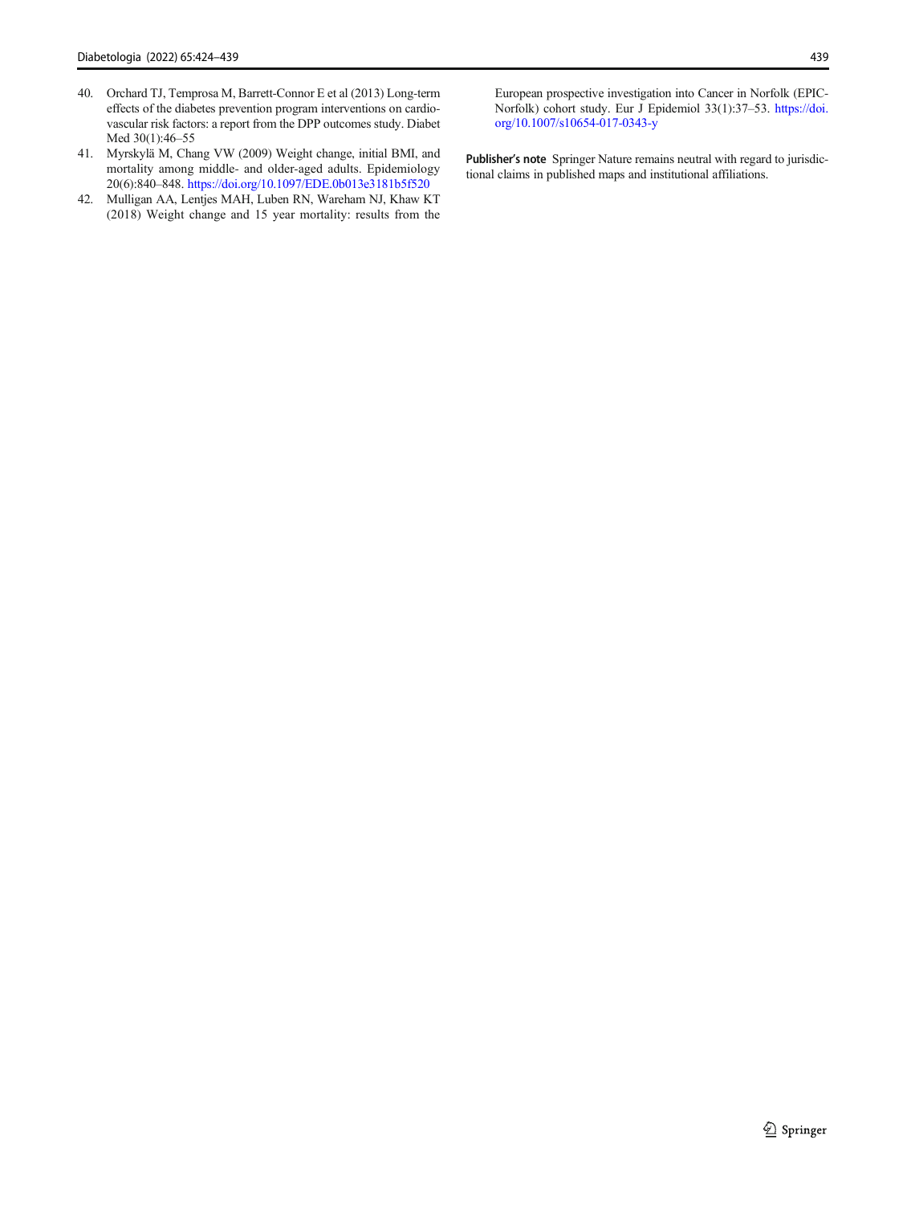40. Orchard TJ, Temprosa M, Barrett-Connor E et al (2013) Long-term effects of the diabetes prevention program interventions on cardiovascular risk factors: a report from the DPP outcomes study. Diabet Med 30(1):46–55
41. Myrskylä M, Chang VW (2009) Weight change, initial BMI, and mortality among middle- and older-aged adults. Epidemiology 20(6):840–848. https://doi.org/10.1097/EDE.0b013e3181b5f520
42. Mulligan AA, Lentjes MAH, Luben RN, Wareham NJ, Khaw KT (2018) Weight change and 15 year mortality: results from the European prospective investigation into Cancer in Norfolk (EPIC-Norfolk) cohort study. Eur J Epidemiol 33(1):37–53. https://doi.org/10.1007/s10654-017-0343-y

**Publisher's note** Springer Nature remains neutral with regard to jurisdictional claims in published maps and institutional affiliations.